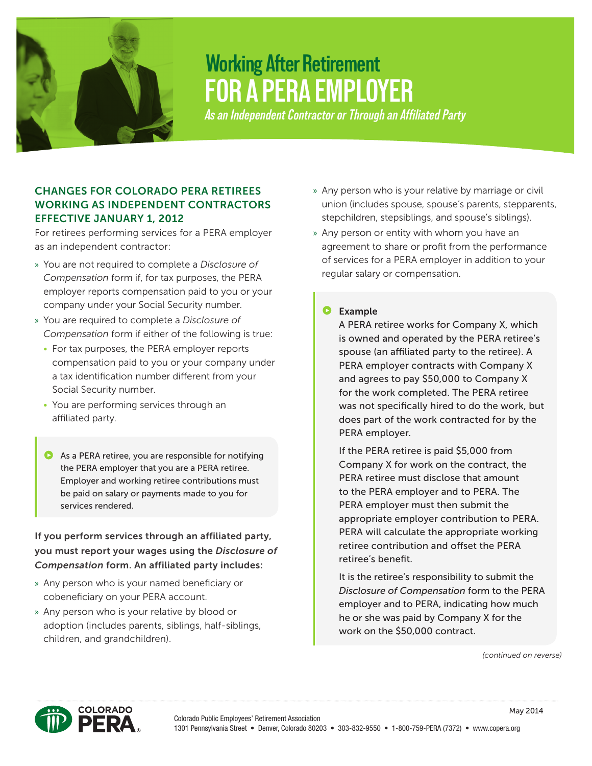# Working After Retirement FOR A PERA EMPLOYER

*As an Independent Contractor or Through an Affiliated Party*

## CHANGES FOR COLORADO PERA RETIREES WORKING AS INDEPENDENT CONTRACTORS EFFECTIVE JANUARY 1, 2012

For retirees performing services for a PERA employer as an independent contractor:

- You are not required to complete a *Disclosure of Compensation* form if, for tax purposes, the PERA employer reports compensation paid to you or your company under your Social Security number.
- You are required to complete a *Disclosure of Compensation* form if either of the following is true:
  - For tax purposes, the PERA employer reports compensation paid to you or your company under a tax identification number different from your Social Security number.
  - You are performing services through an affiliated party.

> As a PERA retiree, you are responsible for notifying the PERA employer that you are a PERA retiree. Employer and working retiree contributions must be paid on salary or payments made to you for services rendered.

**If you perform services through an affiliated party, you must report your wages using the *Disclosure of Compensation* form. An affiliated party includes:**

- Any person who is your named beneficiary or cobeneficiary on your PERA account.
- Any person who is your relative by blood or adoption (includes parents, siblings, half-siblings, children, and grandchildren).
- Any person who is your relative by marriage or civil union (includes spouse, spouse's parents, stepparents, stepchildren, stepsiblings, and spouse's siblings).
- Any person or entity with whom you have an agreement to share or profit from the performance of services for a PERA employer in addition to your regular salary or compensation.

> **Example**
>
> A PERA retiree works for Company X, which is owned and operated by the PERA retiree's spouse (an affiliated party to the retiree). A PERA employer contracts with Company X and agrees to pay $50,000 to Company X for the work completed. The PERA retiree was not specifically hired to do the work, but does part of the work contracted for by the PERA employer.
>
> If the PERA retiree is paid $5,000 from Company X for work on the contract, the PERA retiree must disclose that amount to the PERA employer and to PERA. The PERA employer must then submit the appropriate employer contribution to PERA. PERA will calculate the appropriate working retiree contribution and offset the PERA retiree's benefit.
>
> It is the retiree's responsibility to submit the *Disclosure of Compensation* form to the PERA employer and to PERA, indicating how much he or she was paid by Company X for the work on the $50,000 contract.

*(continued on reverse)*

May 2014

Colorado Public Employees' Retirement Association
1301 Pennsylvania Street • Denver, Colorado 80203 • 303-832-9550 • 1-800-759-PERA (7372) • www.copera.org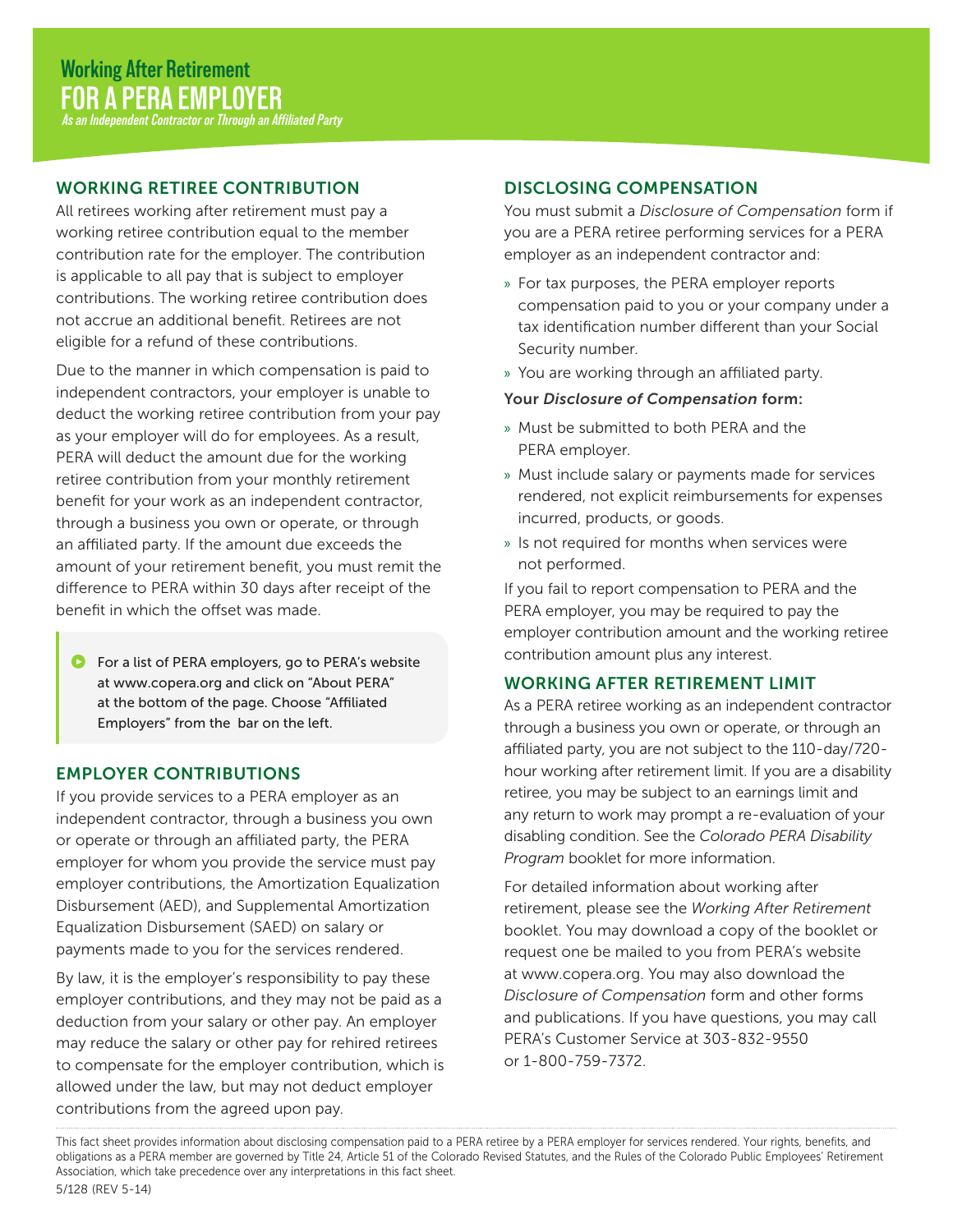# Working After Retirement FOR A PERA EMPLOYER

*As an Independent Contractor or Through an Affiliated Party*

## WORKING RETIREE CONTRIBUTION

All retirees working after retirement must pay a working retiree contribution equal to the member contribution rate for the employer. The contribution is applicable to all pay that is subject to employer contributions. The working retiree contribution does not accrue an additional benefit. Retirees are not eligible for a refund of these contributions.

Due to the manner in which compensation is paid to independent contractors, your employer is unable to deduct the working retiree contribution from your pay as your employer will do for employees. As a result, PERA will deduct the amount due for the working retiree contribution from your monthly retirement benefit for your work as an independent contractor, through a business you own or operate, or through an affiliated party. If the amount due exceeds the amount of your retirement benefit, you must remit the difference to PERA within 30 days after receipt of the benefit in which the offset was made.

For a list of PERA employers, go to PERA's website at www.copera.org and click on "About PERA" at the bottom of the page. Choose "Affiliated Employers" from the bar on the left.

## EMPLOYER CONTRIBUTIONS

If you provide services to a PERA employer as an independent contractor, through a business you own or operate or through an affiliated party, the PERA employer for whom you provide the service must pay employer contributions, the Amortization Equalization Disbursement (AED), and Supplemental Amortization Equalization Disbursement (SAED) on salary or payments made to you for the services rendered.

By law, it is the employer's responsibility to pay these employer contributions, and they may not be paid as a deduction from your salary or other pay. An employer may reduce the salary or other pay for rehired retirees to compensate for the employer contribution, which is allowed under the law, but may not deduct employer contributions from the agreed upon pay.

## DISCLOSING COMPENSATION

You must submit a *Disclosure of Compensation* form if you are a PERA retiree performing services for a PERA employer as an independent contractor and:

- For tax purposes, the PERA employer reports compensation paid to you or your company under a tax identification number different than your Social Security number.
- You are working through an affiliated party.

**Your *Disclosure of Compensation* form:**

- Must be submitted to both PERA and the PERA employer.
- Must include salary or payments made for services rendered, not explicit reimbursements for expenses incurred, products, or goods.
- Is not required for months when services were not performed.

If you fail to report compensation to PERA and the PERA employer, you may be required to pay the employer contribution amount and the working retiree contribution amount plus any interest.

## WORKING AFTER RETIREMENT LIMIT

As a PERA retiree working as an independent contractor through a business you own or operate, or through an affiliated party, you are not subject to the 110-day/720-hour working after retirement limit. If you are a disability retiree, you may be subject to an earnings limit and any return to work may prompt a re-evaluation of your disabling condition. See the *Colorado PERA Disability Program* booklet for more information.

For detailed information about working after retirement, please see the *Working After Retirement* booklet. You may download a copy of the booklet or request one be mailed to you from PERA's website at www.copera.org. You may also download the *Disclosure of Compensation* form and other forms and publications. If you have questions, you may call PERA's Customer Service at 303-832-9550 or 1-800-759-7372.

This fact sheet provides information about disclosing compensation paid to a PERA retiree by a PERA employer for services rendered. Your rights, benefits, and obligations as a PERA member are governed by Title 24, Article 51 of the Colorado Revised Statutes, and the Rules of the Colorado Public Employees' Retirement Association, which take precedence over any interpretations in this fact sheet.

5/128 (REV 5-14)